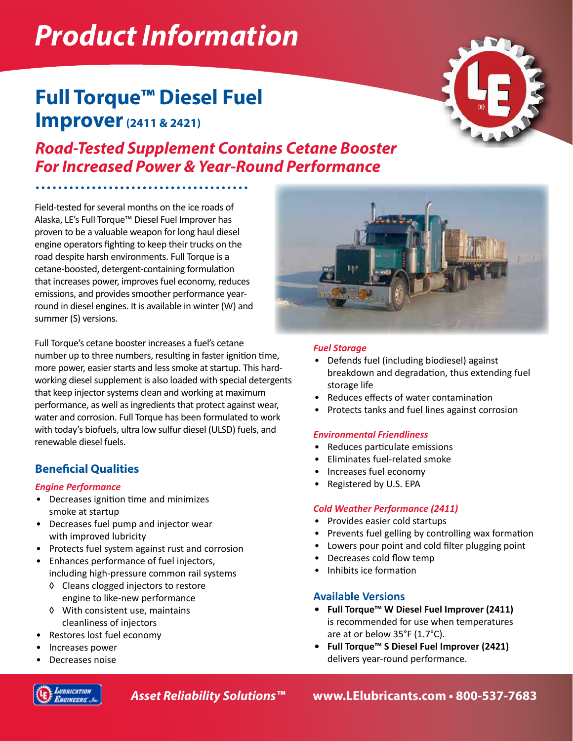# Product Information

## Full Torque™ Diesel Fuel Improver (2411 & 2421)

### *Road-Tested Supplement Contains Cetane Booster For Increased Power & Year-Round Performance*

Field-tested for several months on the ice roads of Alaska, LE's Full Torque™ Diesel Fuel Improver has proven to be a valuable weapon for long haul diesel engine operators fighting to keep their trucks on the road despite harsh environments. Full Torque is a cetane-boosted, detergent-containing formulation that increases power, improves fuel economy, reduces emissions, and provides smoother performance year-round in diesel engines. It is available in winter (W) and summer (S) versions.

Full Torque's cetane booster increases a fuel's cetane number up to three numbers, resulting in faster ignition time, more power, easier starts and less smoke at startup. This hard-working diesel supplement is also loaded with special detergents that keep injector systems clean and working at maximum performance, as well as ingredients that protect against wear, water and corrosion. Full Torque has been formulated to work with today's biofuels, ultra low sulfur diesel (ULSD) fuels, and renewable diesel fuels.

### Beneficial Qualities

*Engine Performance*

- Decreases ignition time and minimizes smoke at startup
- Decreases fuel pump and injector wear with improved lubricity
- Protects fuel system against rust and corrosion
- Enhances performance of fuel injectors, including high-pressure common rail systems
  - ◊ Cleans clogged injectors to restore engine to like-new performance
  - ◊ With consistent use, maintains cleanliness of injectors
- Restores lost fuel economy
- Increases power
- Decreases noise

*Fuel Storage*

- Defends fuel (including biodiesel) against breakdown and degradation, thus extending fuel storage life
- Reduces effects of water contamination
- Protects tanks and fuel lines against corrosion

*Environmental Friendliness*

- Reduces particulate emissions
- Eliminates fuel-related smoke
- Increases fuel economy
- Registered by U.S. EPA

*Cold Weather Performance (2411)*

- Provides easier cold startups
- Prevents fuel gelling by controlling wax formation
- Lowers pour point and cold filter plugging point
- Decreases cold flow temp
- Inhibits ice formation

### Available Versions

- **Full Torque™ W Diesel Fuel Improver (2411)** is recommended for use when temperatures are at or below 35°F (1.7°C).
- **Full Torque™ S Diesel Fuel Improver (2421)** delivers year-round performance.

*Asset Reliability Solutions™* **www.LElubricants.com • 800-537-7683**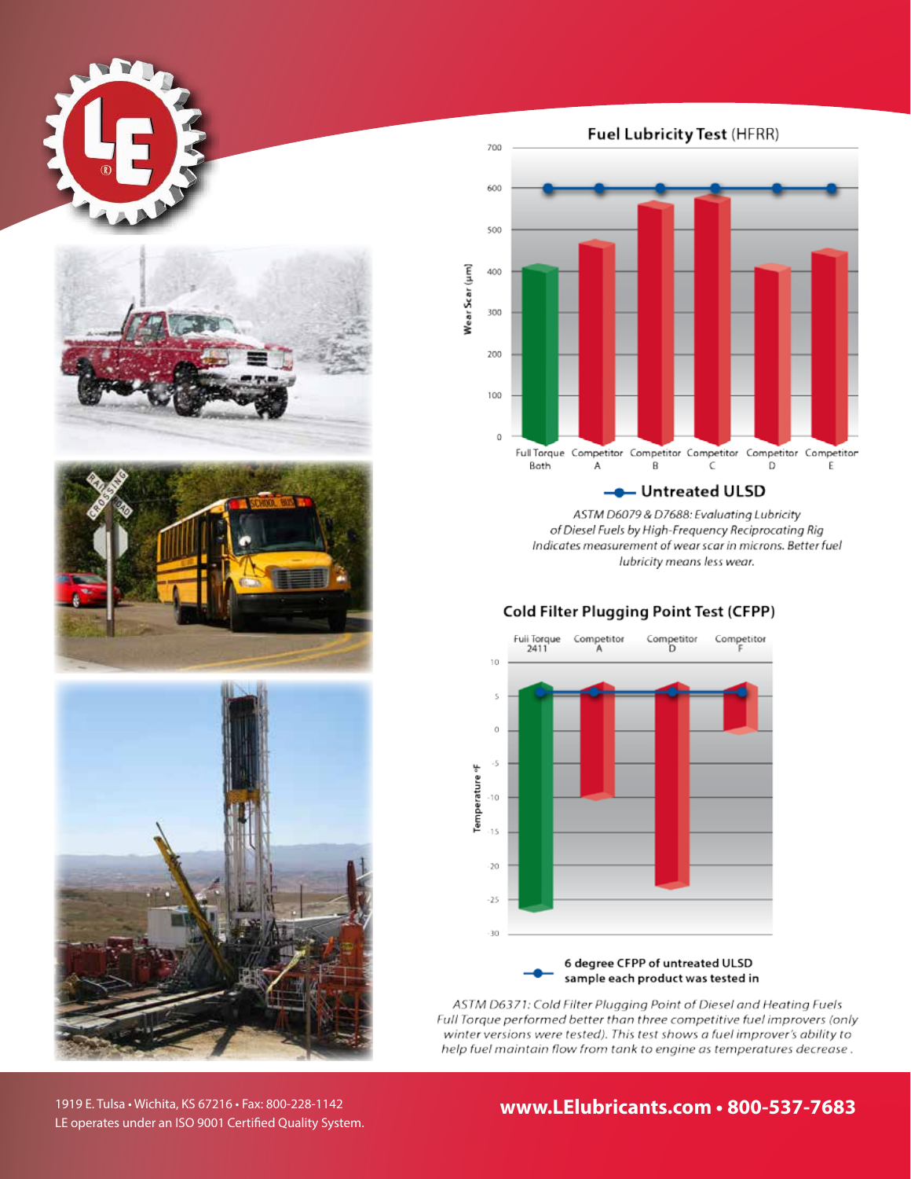## Fuel Lubricity Test (HFRR)

Wear Scar (µm)

Full Torque Both · Competitor A · Competitor B · Competitor C · Competitor D · Competitor E

Untreated ULSD

*ASTM D6079 & D7688: Evaluating Lubricity of Diesel Fuels by High-Frequency Reciprocating Rig Indicates measurement of wear scar in microns. Better fuel lubricity means less wear.*

## Cold Filter Plugging Point Test (CFPP)

Full Torque 2411 · Competitor A · Competitor D · Competitor F

Temperature °F

**6 degree CFPP of untreated ULSD sample each product was tested in**

*ASTM D6371: Cold Filter Plugging Point of Diesel and Heating Fuels Full Torque performed better than three competitive fuel improvers (only winter versions were tested). This test shows a fuel improver's ability to help fuel maintain flow from tank to engine as temperatures decrease .*

1919 E. Tulsa • Wichita, KS 67216 • Fax: 800-228-1142
LE operates under an ISO 9001 Certified Quality System.

**www.LElubricants.com • 800-537-7683**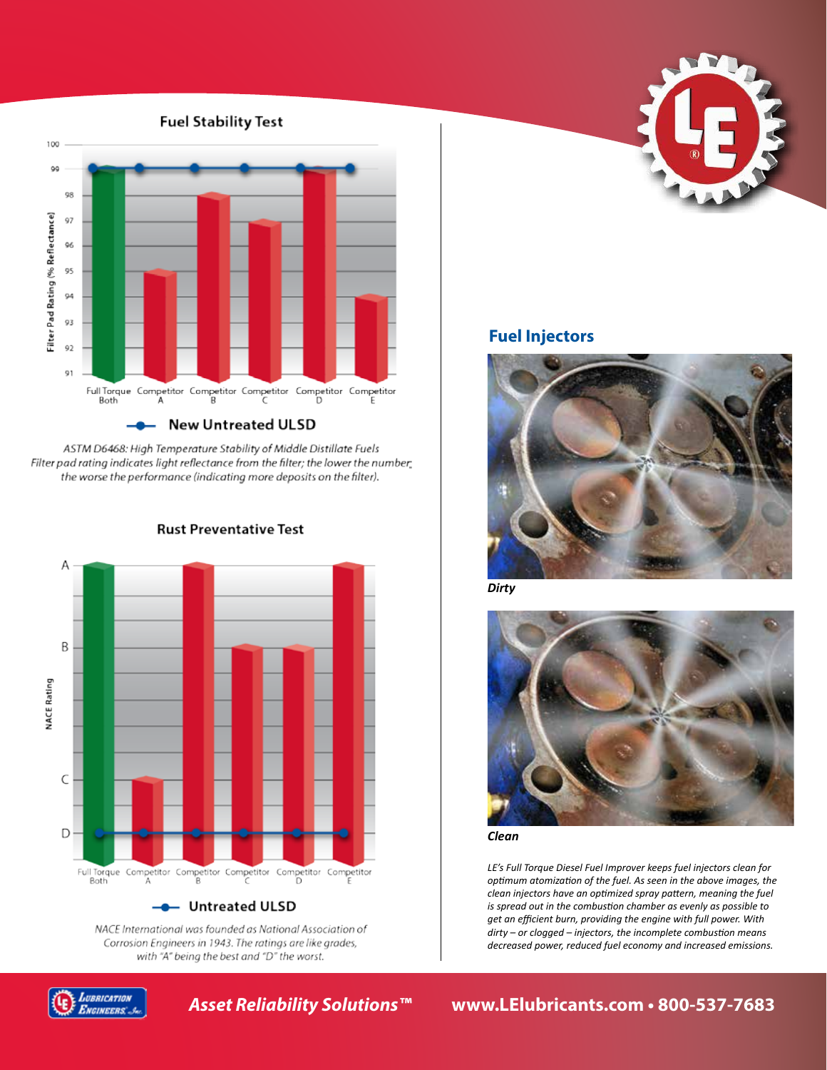## Fuel Stability Test

| | Filter Pad Rating (% Reflectance) | New Untreated ULSD |
|---|---|---|
| Full Torque Both | 99 | 99 |
| Competitor A | 95 | 99 |
| Competitor B | 98 | 99 |
| Competitor C | 97 | 99 |
| Competitor D | 99 | 99 |
| Competitor E | 94 | 99 |

*ASTM D6468: High Temperature Stability of Middle Distillate Fuels*
*Filter pad rating indicates light reflectance from the filter; the lower the number, the worse the performance (indicating more deposits on the filter).*

## Rust Preventative Test

| | NACE Rating | Untreated ULSD |
|---|---|---|
| Full Torque Both | A | D |
| Competitor A | C | D |
| Competitor B | A | D |
| Competitor C | B | D |
| Competitor D | B | D |
| Competitor E | A | D |

*NACE International was founded as National Association of Corrosion Engineers in 1943. The ratings are like grades, with "A" being the best and "D" the worst.*

## Fuel Injectors

***Dirty***

***Clean***

*LE's Full Torque Diesel Fuel Improver keeps fuel injectors clean for optimum atomization of the fuel. As seen in the above images, the clean injectors have an optimized spray pattern, meaning the fuel is spread out in the combustion chamber as evenly as possible to get an efficient burn, providing the engine with full power. With dirty – or clogged – injectors, the incomplete combustion means decreased power, reduced fuel economy and increased emissions.*

***Asset Reliability Solutions™*** **www.LElubricants.com • 800-537-7683**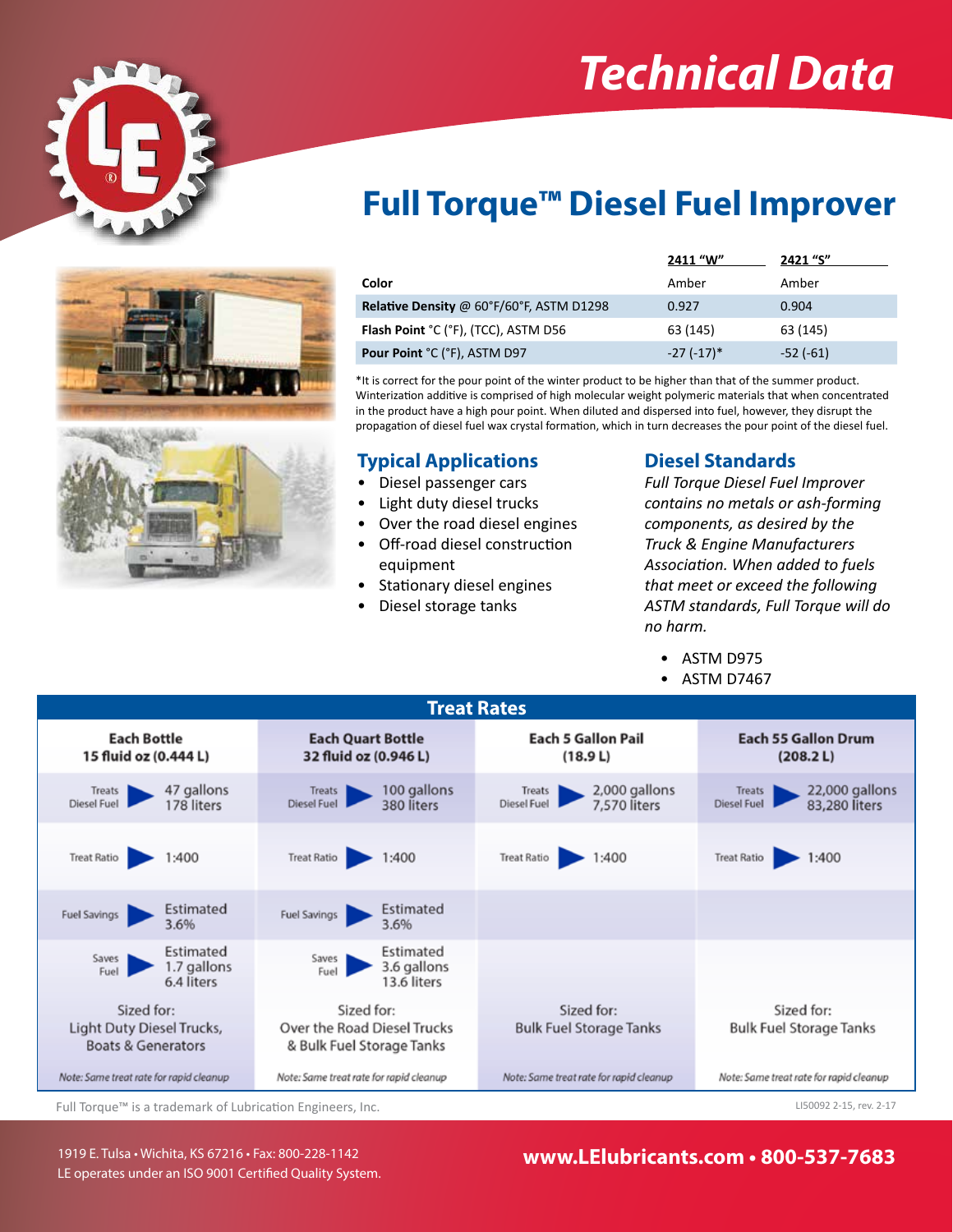# Technical Data

## Full Torque™ Diesel Fuel Improver

| | 2411 "W" | 2421 "S" |
|---|---|---|
| **Color** | Amber | Amber |
| **Relative Density** @ 60°F/60°F, ASTM D1298 | 0.927 | 0.904 |
| **Flash Point** °C (°F), (TCC), ASTM D56 | 63 (145) | 63 (145) |
| **Pour Point** °C (°F), ASTM D97 | -27 (-17)* | -52 (-61) |

*It is correct for the pour point of the winter product to be higher than that of the summer product. Winterization additive is comprised of high molecular weight polymeric materials that when concentrated in the product have a high pour point. When diluted and dispersed into fuel, however, they disrupt the propagation of diesel fuel wax crystal formation, which in turn decreases the pour point of the diesel fuel.

### Typical Applications

- Diesel passenger cars
- Light duty diesel trucks
- Over the road diesel engines
- Off-road diesel construction equipment
- Stationary diesel engines
- Diesel storage tanks

### Diesel Standards

*Full Torque Diesel Fuel Improver contains no metals or ash-forming components, as desired by the Truck & Engine Manufacturers Association. When added to fuels that meet or exceed the following ASTM standards, Full Torque will do no harm.*

- ASTM D975
- ASTM D7467

### Treat Rates

| Each Bottle 15 fluid oz (0.444 L) | Each Quart Bottle 32 fluid oz (0.946 L) | Each 5 Gallon Pail (18.9 L) | Each 55 Gallon Drum (208.2 L) |
|---|---|---|---|
| Treats Diesel Fuel: 47 gallons 178 liters | Treats Diesel Fuel: 100 gallons 380 liters | Treats Diesel Fuel: 2,000 gallons 7,570 liters | Treats Diesel Fuel: 22,000 gallons 83,280 liters |
| Treat Ratio: 1:400 | Treat Ratio: 1:400 | Treat Ratio: 1:400 | Treat Ratio: 1:400 |
| Fuel Savings: Estimated 3.6% | Fuel Savings: Estimated 3.6% | | |
| Saves Fuel: Estimated 1.7 gallons 6.4 liters | Saves Fuel: Estimated 3.6 gallons 13.6 liters | | |
| Sized for: Light Duty Diesel Trucks, Boats & Generators | Sized for: Over the Road Diesel Trucks & Bulk Fuel Storage Tanks | Sized for: Bulk Fuel Storage Tanks | Sized for: Bulk Fuel Storage Tanks |
| *Note: Same treat rate for rapid cleanup* | *Note: Same treat rate for rapid cleanup* | *Note: Same treat rate for rapid cleanup* | *Note: Same treat rate for rapid cleanup* |

Full Torque™ is a trademark of Lubrication Engineers, Inc.

LI50092 2-15, rev. 2-17

1919 E. Tulsa • Wichita, KS 67216 • Fax: 800-228-1142
LE operates under an ISO 9001 Certified Quality System.

**www.LElubricants.com • 800-537-7683**